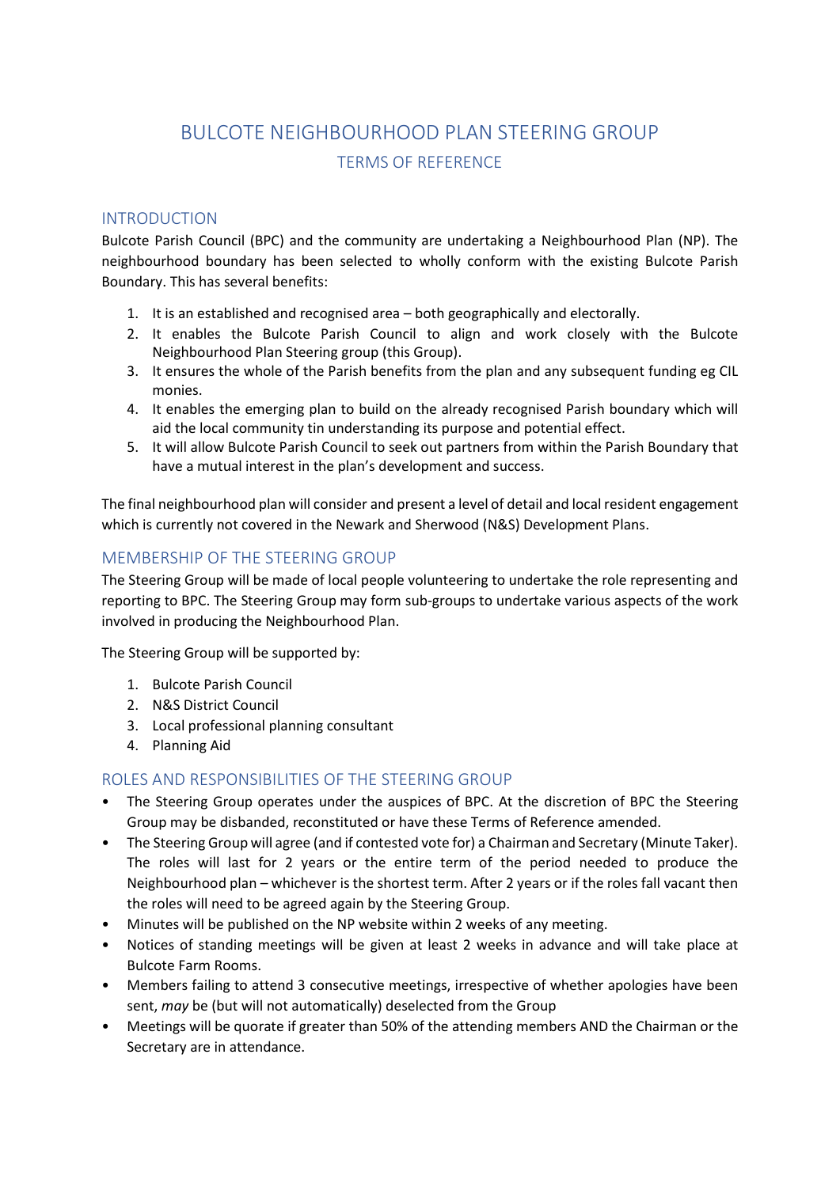# BULCOTE NEIGHBOURHOOD PLAN STEERING GROUP

## TERMS OF REFERENCE

### INTRODUCTION

Bulcote Parish Council (BPC) and the community are undertaking a Neighbourhood Plan (NP). The neighbourhood boundary has been selected to wholly conform with the existing Bulcote Parish Boundary. This has several benefits:

1. It is an established and recognised area – both geographically and electorally.
2. It enables the Bulcote Parish Council to align and work closely with the Bulcote Neighbourhood Plan Steering group (this Group).
3. It ensures the whole of the Parish benefits from the plan and any subsequent funding eg CIL monies.
4. It enables the emerging plan to build on the already recognised Parish boundary which will aid the local community tin understanding its purpose and potential effect.
5. It will allow Bulcote Parish Council to seek out partners from within the Parish Boundary that have a mutual interest in the plan's development and success.

The final neighbourhood plan will consider and present a level of detail and local resident engagement which is currently not covered in the Newark and Sherwood (N&S) Development Plans.

### MEMBERSHIP OF THE STEERING GROUP

The Steering Group will be made of local people volunteering to undertake the role representing and reporting to BPC. The Steering Group may form sub-groups to undertake various aspects of the work involved in producing the Neighbourhood Plan.

The Steering Group will be supported by:

1. Bulcote Parish Council
2. N&S District Council
3. Local professional planning consultant
4. Planning Aid

### ROLES AND RESPONSIBILITIES OF THE STEERING GROUP

- The Steering Group operates under the auspices of BPC. At the discretion of BPC the Steering Group may be disbanded, reconstituted or have these Terms of Reference amended.
- The Steering Group will agree (and if contested vote for) a Chairman and Secretary (Minute Taker). The roles will last for 2 years or the entire term of the period needed to produce the Neighbourhood plan – whichever is the shortest term. After 2 years or if the roles fall vacant then the roles will need to be agreed again by the Steering Group.
- Minutes will be published on the NP website within 2 weeks of any meeting.
- Notices of standing meetings will be given at least 2 weeks in advance and will take place at Bulcote Farm Rooms.
- Members failing to attend 3 consecutive meetings, irrespective of whether apologies have been sent, *may* be (but will not automatically) deselected from the Group
- Meetings will be quorate if greater than 50% of the attending members AND the Chairman or the Secretary are in attendance.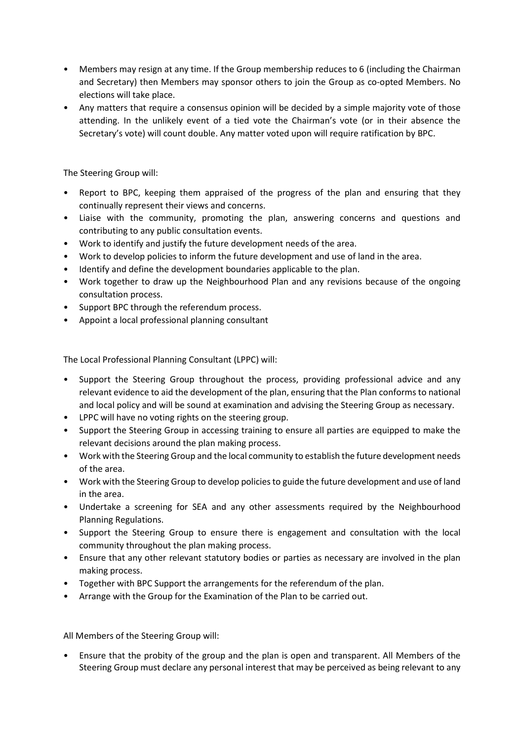- Members may resign at any time. If the Group membership reduces to 6 (including the Chairman and Secretary) then Members may sponsor others to join the Group as co-opted Members. No elections will take place.
- Any matters that require a consensus opinion will be decided by a simple majority vote of those attending. In the unlikely event of a tied vote the Chairman's vote (or in their absence the Secretary's vote) will count double. Any matter voted upon will require ratification by BPC.

The Steering Group will:

- Report to BPC, keeping them appraised of the progress of the plan and ensuring that they continually represent their views and concerns.
- Liaise with the community, promoting the plan, answering concerns and questions and contributing to any public consultation events.
- Work to identify and justify the future development needs of the area.
- Work to develop policies to inform the future development and use of land in the area.
- Identify and define the development boundaries applicable to the plan.
- Work together to draw up the Neighbourhood Plan and any revisions because of the ongoing consultation process.
- Support BPC through the referendum process.
- Appoint a local professional planning consultant

The Local Professional Planning Consultant (LPPC) will:

- Support the Steering Group throughout the process, providing professional advice and any relevant evidence to aid the development of the plan, ensuring that the Plan conforms to national and local policy and will be sound at examination and advising the Steering Group as necessary.
- LPPC will have no voting rights on the steering group.
- Support the Steering Group in accessing training to ensure all parties are equipped to make the relevant decisions around the plan making process.
- Work with the Steering Group and the local community to establish the future development needs of the area.
- Work with the Steering Group to develop policies to guide the future development and use of land in the area.
- Undertake a screening for SEA and any other assessments required by the Neighbourhood Planning Regulations.
- Support the Steering Group to ensure there is engagement and consultation with the local community throughout the plan making process.
- Ensure that any other relevant statutory bodies or parties as necessary are involved in the plan making process.
- Together with BPC Support the arrangements for the referendum of the plan.
- Arrange with the Group for the Examination of the Plan to be carried out.

All Members of the Steering Group will:

- Ensure that the probity of the group and the plan is open and transparent. All Members of the Steering Group must declare any personal interest that may be perceived as being relevant to any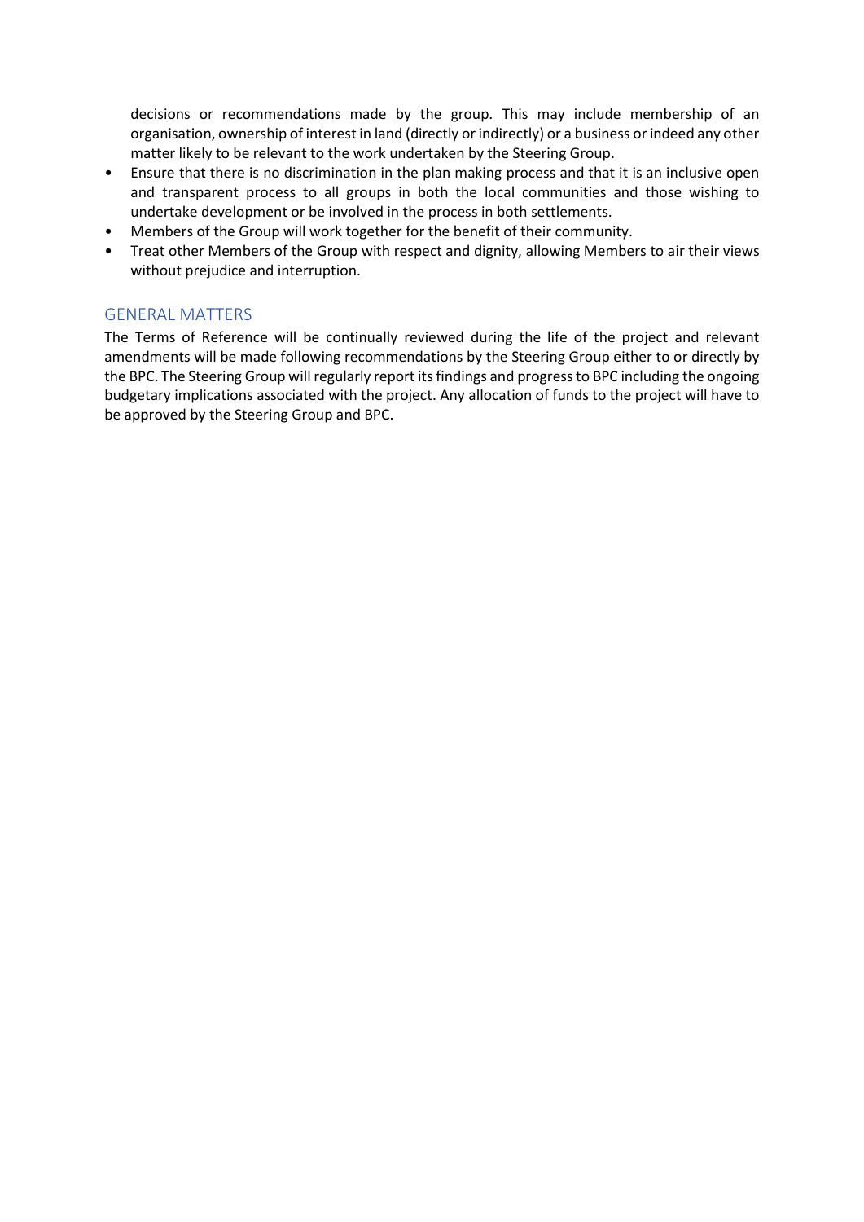decisions or recommendations made by the group. This may include membership of an organisation, ownership of interest in land (directly or indirectly) or a business or indeed any other matter likely to be relevant to the work undertaken by the Steering Group.

- Ensure that there is no discrimination in the plan making process and that it is an inclusive open and transparent process to all groups in both the local communities and those wishing to undertake development or be involved in the process in both settlements.
- Members of the Group will work together for the benefit of their community.
- Treat other Members of the Group with respect and dignity, allowing Members to air their views without prejudice and interruption.

## GENERAL MATTERS

The Terms of Reference will be continually reviewed during the life of the project and relevant amendments will be made following recommendations by the Steering Group either to or directly by the BPC. The Steering Group will regularly report its findings and progress to BPC including the ongoing budgetary implications associated with the project. Any allocation of funds to the project will have to be approved by the Steering Group and BPC.